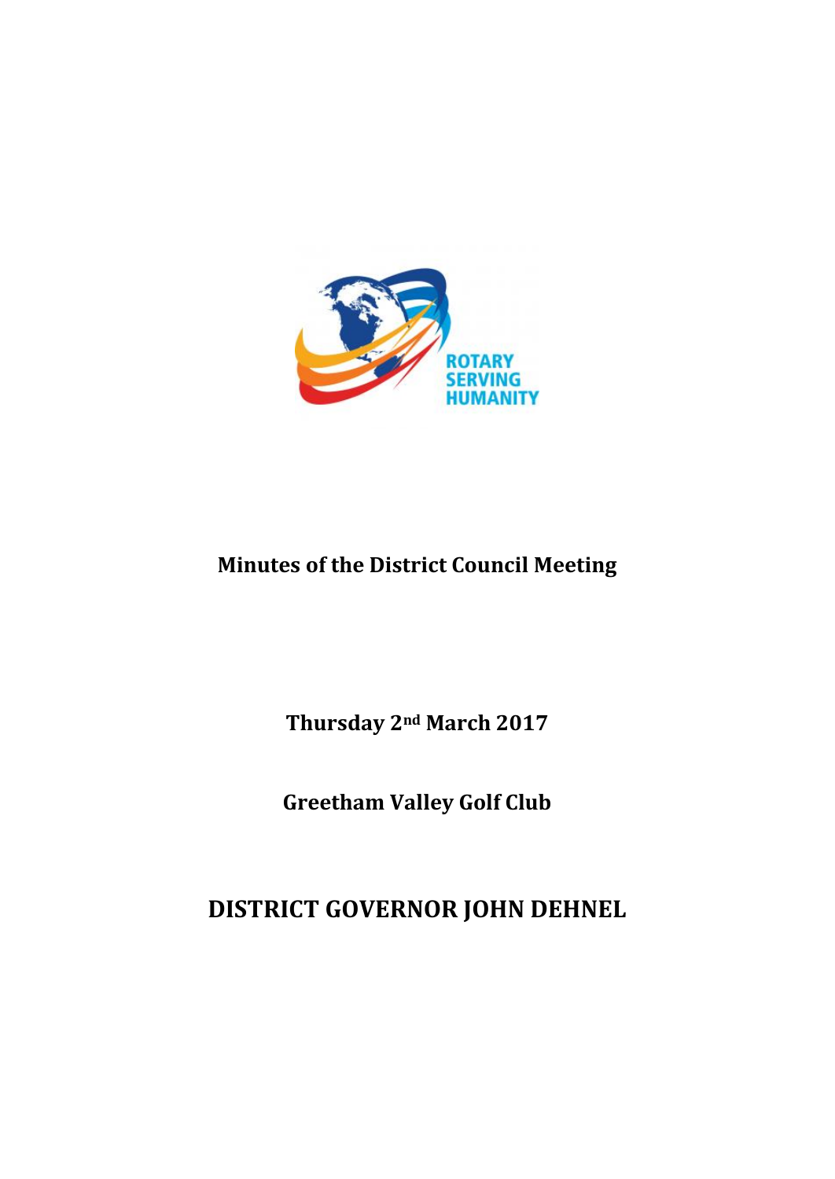ROTARY SERVING HUMANITY

# Minutes of the District Council Meeting

**Thursday 2nd March 2017**

**Greetham Valley Golf Club**

## DISTRICT GOVERNOR JOHN DEHNEL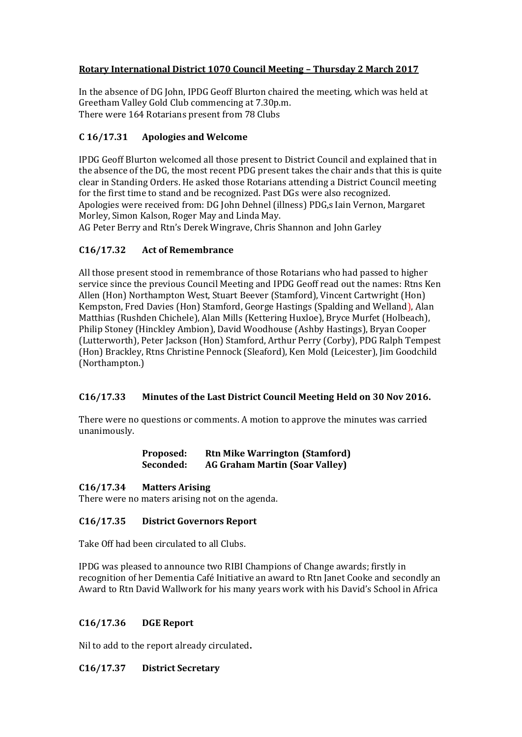**Rotary International District 1070 Council Meeting – Thursday 2 March 2017**

In the absence of DG John, IPDG Geoff Blurton chaired the meeting, which was held at Greetham Valley Gold Club commencing at 7.30p.m.
There were 164 Rotarians present from 78 Clubs

## C 16/17.31 Apologies and Welcome

IPDG Geoff Blurton welcomed all those present to District Council and explained that in the absence of the DG, the most recent PDG present takes the chair ands that this is quite clear in Standing Orders. He asked those Rotarians attending a District Council meeting for the first time to stand and be recognized. Past DGs were also recognized.
Apologies were received from: DG John Dehnel (illness) PDG,s Iain Vernon, Margaret Morley, Simon Kalson, Roger May and Linda May.
AG Peter Berry and Rtn's Derek Wingrave, Chris Shannon and John Garley

## C16/17.32 Act of Remembrance

All those present stood in remembrance of those Rotarians who had passed to higher service since the previous Council Meeting and IPDG Geoff read out the names: Rtns Ken Allen (Hon) Northampton West, Stuart Beever (Stamford), Vincent Cartwright (Hon) Kempston, Fred Davies (Hon) Stamford, George Hastings (Spalding and Welland), Alan Matthias (Rushden Chichele), Alan Mills (Kettering Huxloe), Bryce Murfet (Holbeach), Philip Stoney (Hinckley Ambion), David Woodhouse (Ashby Hastings), Bryan Cooper (Lutterworth), Peter Jackson (Hon) Stamford, Arthur Perry (Corby), PDG Ralph Tempest (Hon) Brackley, Rtns Christine Pennock (Sleaford), Ken Mold (Leicester), Jim Goodchild (Northampton.)

## C16/17.33 Minutes of the Last District Council Meeting Held on 30 Nov 2016.

There were no questions or comments. A motion to approve the minutes was carried unanimously.

**Proposed: Rtn Mike Warrington (Stamford)**
**Seconded: AG Graham Martin (Soar Valley)**

## C16/17.34 Matters Arising

There were no maters arising not on the agenda.

## C16/17.35 District Governors Report

Take Off had been circulated to all Clubs.

IPDG was pleased to announce two RIBI Champions of Change awards; firstly in recognition of her Dementia Café Initiative an award to Rtn Janet Cooke and secondly an Award to Rtn David Wallwork for his many years work with his David's School in Africa

## C16/17.36 DGE Report

Nil to add to the report already circulated**.**

## C16/17.37 District Secretary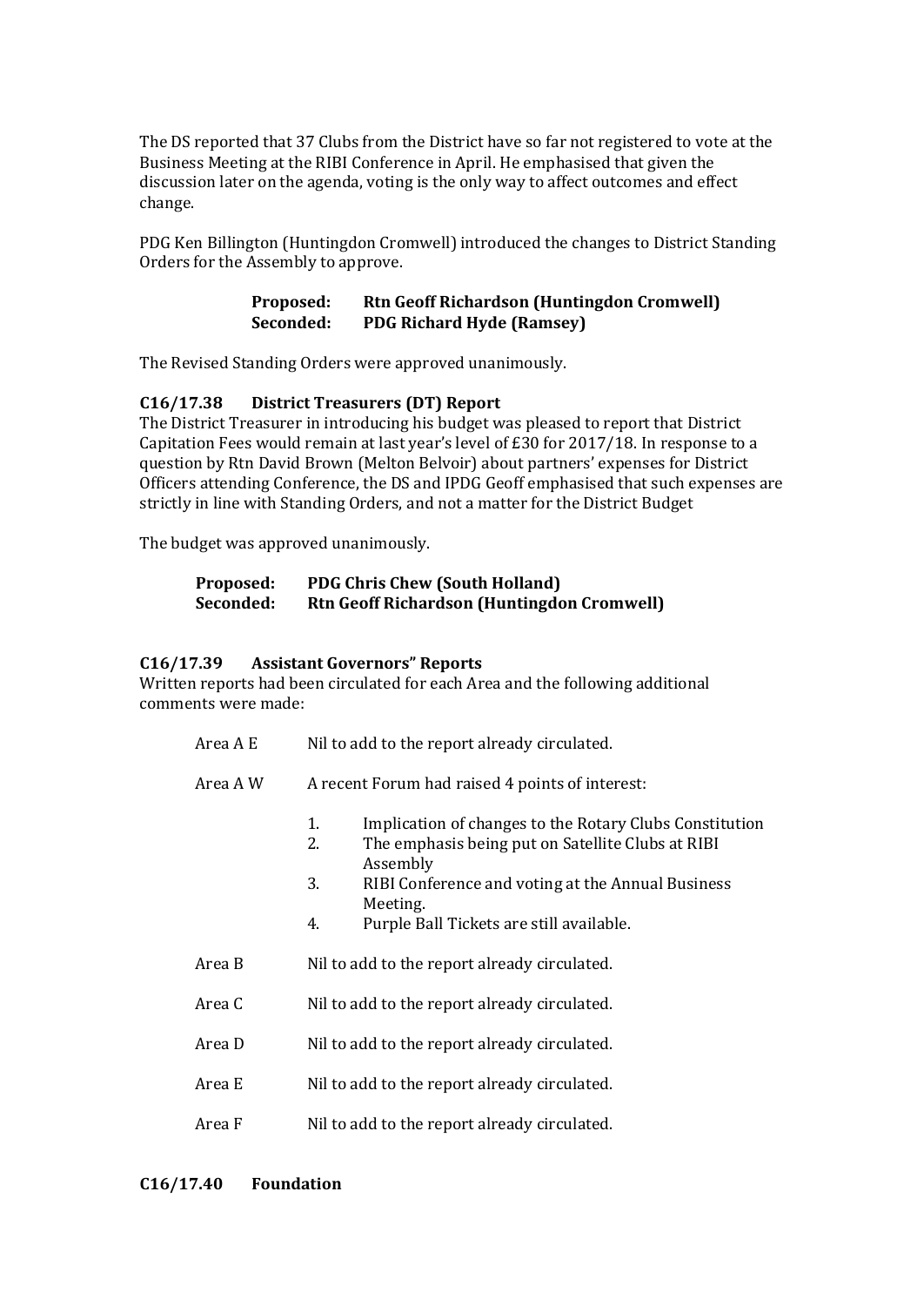The DS reported that 37 Clubs from the District have so far not registered to vote at the Business Meeting at the RIBI Conference in April. He emphasised that given the discussion later on the agenda, voting is the only way to affect outcomes and effect change.

PDG Ken Billington (Huntingdon Cromwell) introduced the changes to District Standing Orders for the Assembly to approve.

**Proposed: Rtn Geoff Richardson (Huntingdon Cromwell)**
**Seconded: PDG Richard Hyde (Ramsey)**

The Revised Standing Orders were approved unanimously.

### C16/17.38 District Treasurers (DT) Report

The District Treasurer in introducing his budget was pleased to report that District Capitation Fees would remain at last year's level of £30 for 2017/18. In response to a question by Rtn David Brown (Melton Belvoir) about partners' expenses for District Officers attending Conference, the DS and IPDG Geoff emphasised that such expenses are strictly in line with Standing Orders, and not a matter for the District Budget

The budget was approved unanimously.

**Proposed: PDG Chris Chew (South Holland)**
**Seconded: Rtn Geoff Richardson (Huntingdon Cromwell)**

### C16/17.39 Assistant Governors" Reports

Written reports had been circulated for each Area and the following additional comments were made:

Area A E — Nil to add to the report already circulated.

Area A W — A recent Forum had raised 4 points of interest:

1. Implication of changes to the Rotary Clubs Constitution
2. The emphasis being put on Satellite Clubs at RIBI Assembly
3. RIBI Conference and voting at the Annual Business Meeting.
4. Purple Ball Tickets are still available.

Area B — Nil to add to the report already circulated.

Area C — Nil to add to the report already circulated.

Area D — Nil to add to the report already circulated.

Area E — Nil to add to the report already circulated.

Area F — Nil to add to the report already circulated.

### C16/17.40 Foundation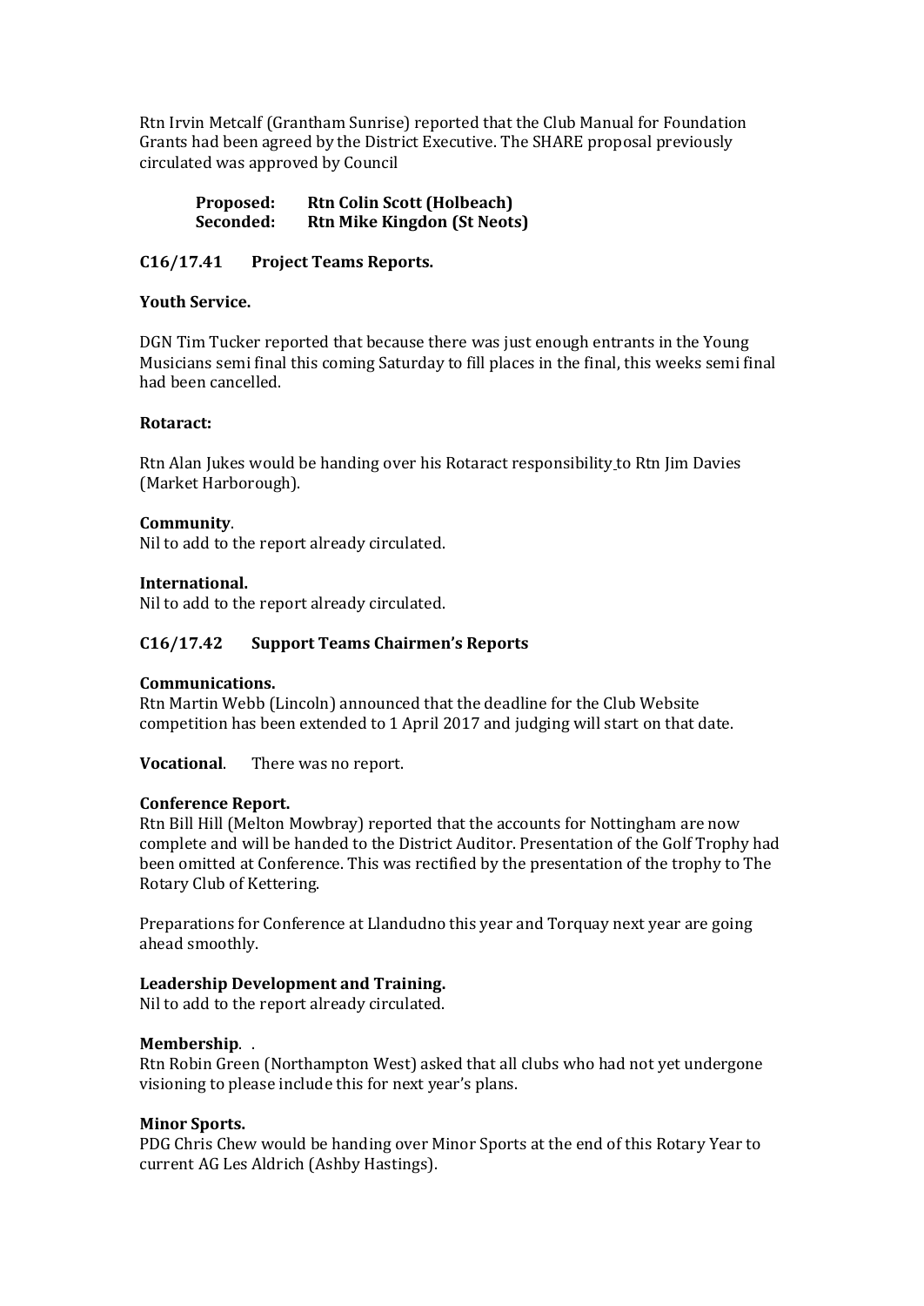Rtn Irvin Metcalf (Grantham Sunrise) reported that the Club Manual for Foundation Grants had been agreed by the District Executive. The SHARE proposal previously circulated was approved by Council

**Proposed: Rtn Colin Scott (Holbeach)**
**Seconded: Rtn Mike Kingdon (St Neots)**

## C16/17.41 Project Teams Reports.

**Youth Service.**

DGN Tim Tucker reported that because there was just enough entrants in the Young Musicians semi final this coming Saturday to fill places in the final, this weeks semi final had been cancelled.

**Rotaract:**

Rtn Alan Jukes would be handing over his Rotaract responsibility to Rtn Jim Davies (Market Harborough).

**Community**.
Nil to add to the report already circulated.

**International.**
Nil to add to the report already circulated.

## C16/17.42 Support Teams Chairmen's Reports

**Communications.**
Rtn Martin Webb (Lincoln) announced that the deadline for the Club Website competition has been extended to 1 April 2017 and judging will start on that date.

**Vocational**. There was no report.

**Conference Report.**
Rtn Bill Hill (Melton Mowbray) reported that the accounts for Nottingham are now complete and will be handed to the District Auditor. Presentation of the Golf Trophy had been omitted at Conference. This was rectified by the presentation of the trophy to The Rotary Club of Kettering.

Preparations for Conference at Llandudno this year and Torquay next year are going ahead smoothly.

**Leadership Development and Training.**
Nil to add to the report already circulated.

**Membership**. .
Rtn Robin Green (Northampton West) asked that all clubs who had not yet undergone visioning to please include this for next year's plans.

**Minor Sports.**
PDG Chris Chew would be handing over Minor Sports at the end of this Rotary Year to current AG Les Aldrich (Ashby Hastings).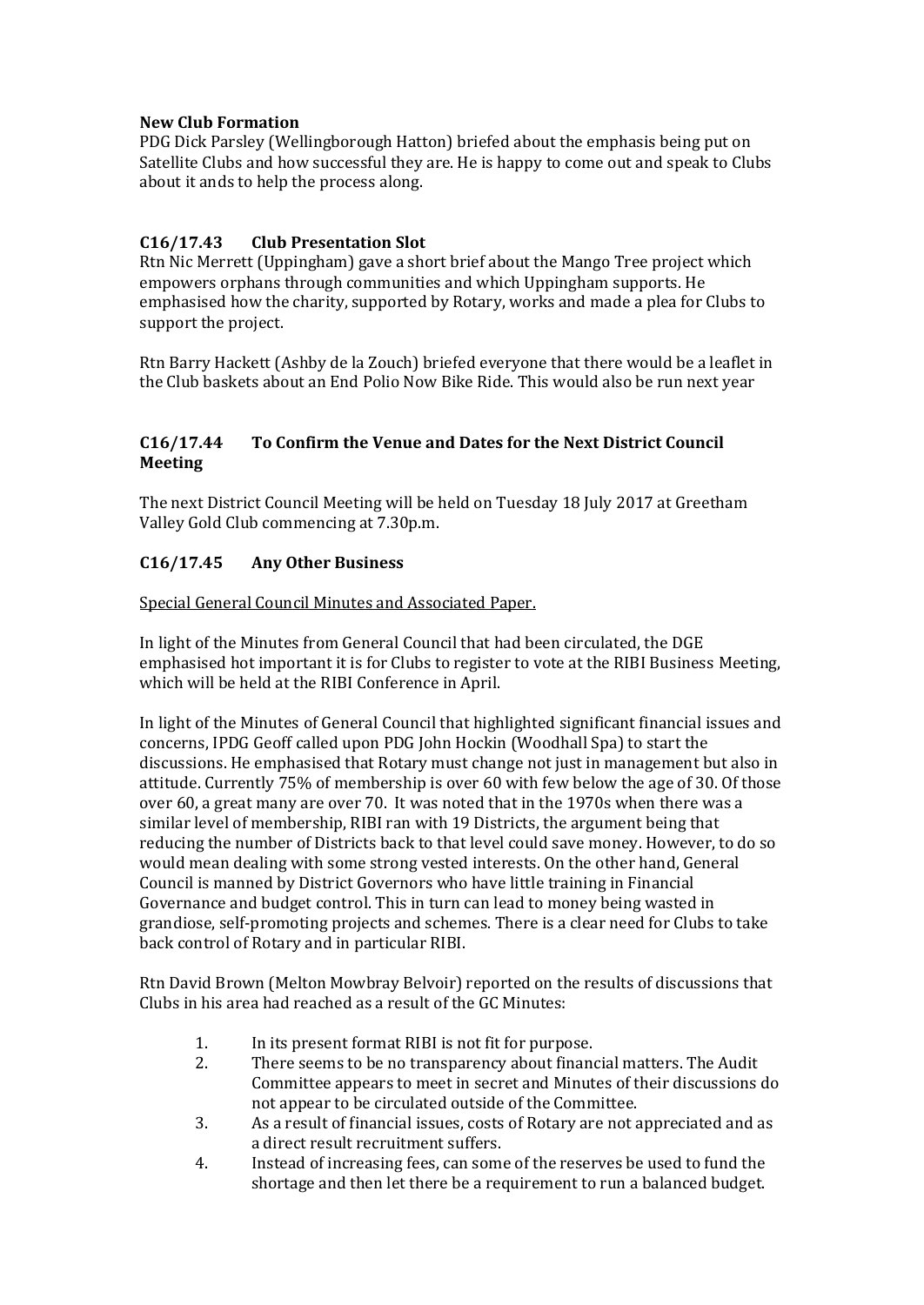**New Club Formation**
PDG Dick Parsley (Wellingborough Hatton) briefed about the emphasis being put on Satellite Clubs and how successful they are. He is happy to come out and speak to Clubs about it ands to help the process along.

## C16/17.43 Club Presentation Slot

Rtn Nic Merrett (Uppingham) gave a short brief about the Mango Tree project which empowers orphans through communities and which Uppingham supports. He emphasised how the charity, supported by Rotary, works and made a plea for Clubs to support the project.

Rtn Barry Hackett (Ashby de la Zouch) briefed everyone that there would be a leaflet in the Club baskets about an End Polio Now Bike Ride. This would also be run next year

## C16/17.44 To Confirm the Venue and Dates for the Next District Council Meeting

The next District Council Meeting will be held on Tuesday 18 July 2017 at Greetham Valley Gold Club commencing at 7.30p.m.

## C16/17.45 Any Other Business

Special General Council Minutes and Associated Paper.

In light of the Minutes from General Council that had been circulated, the DGE emphasised hot important it is for Clubs to register to vote at the RIBI Business Meeting, which will be held at the RIBI Conference in April.

In light of the Minutes of General Council that highlighted significant financial issues and concerns, IPDG Geoff called upon PDG John Hockin (Woodhall Spa) to start the discussions. He emphasised that Rotary must change not just in management but also in attitude. Currently 75% of membership is over 60 with few below the age of 30. Of those over 60, a great many are over 70. It was noted that in the 1970s when there was a similar level of membership, RIBI ran with 19 Districts, the argument being that reducing the number of Districts back to that level could save money. However, to do so would mean dealing with some strong vested interests. On the other hand, General Council is manned by District Governors who have little training in Financial Governance and budget control. This in turn can lead to money being wasted in grandiose, self-promoting projects and schemes. There is a clear need for Clubs to take back control of Rotary and in particular RIBI.

Rtn David Brown (Melton Mowbray Belvoir) reported on the results of discussions that Clubs in his area had reached as a result of the GC Minutes:

1. In its present format RIBI is not fit for purpose.
2. There seems to be no transparency about financial matters. The Audit Committee appears to meet in secret and Minutes of their discussions do not appear to be circulated outside of the Committee.
3. As a result of financial issues, costs of Rotary are not appreciated and as a direct result recruitment suffers.
4. Instead of increasing fees, can some of the reserves be used to fund the shortage and then let there be a requirement to run a balanced budget.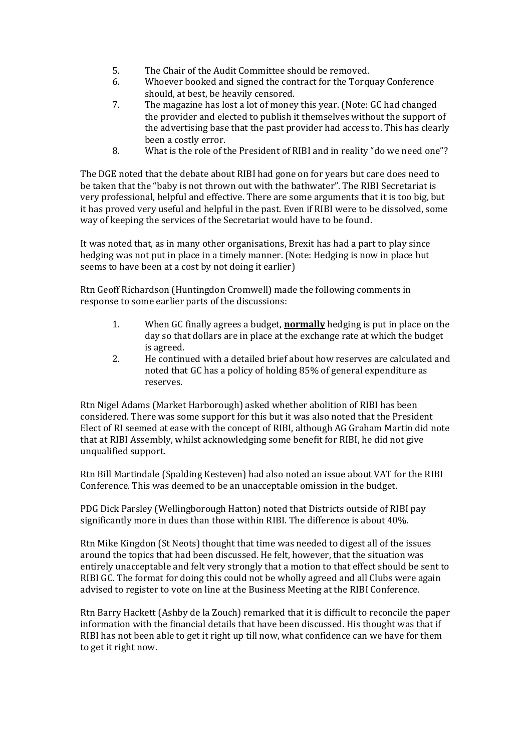5. The Chair of the Audit Committee should be removed.
6. Whoever booked and signed the contract for the Torquay Conference should, at best, be heavily censored.
7. The magazine has lost a lot of money this year. (Note: GC had changed the provider and elected to publish it themselves without the support of the advertising base that the past provider had access to. This has clearly been a costly error.
8. What is the role of the President of RIBI and in reality "do we need one"?

The DGE noted that the debate about RIBI had gone on for years but care does need to be taken that the "baby is not thrown out with the bathwater". The RIBI Secretariat is very professional, helpful and effective. There are some arguments that it is too big, but it has proved very useful and helpful in the past. Even if RIBI were to be dissolved, some way of keeping the services of the Secretariat would have to be found.

It was noted that, as in many other organisations, Brexit has had a part to play since hedging was not put in place in a timely manner. (Note: Hedging is now in place but seems to have been at a cost by not doing it earlier)

Rtn Geoff Richardson (Huntingdon Cromwell) made the following comments in response to some earlier parts of the discussions:

1. When GC finally agrees a budget, **<u>normally</u>** hedging is put in place on the day so that dollars are in place at the exchange rate at which the budget is agreed.
2. He continued with a detailed brief about how reserves are calculated and noted that GC has a policy of holding 85% of general expenditure as reserves.

Rtn Nigel Adams (Market Harborough) asked whether abolition of RIBI has been considered. There was some support for this but it was also noted that the President Elect of RI seemed at ease with the concept of RIBI, although AG Graham Martin did note that at RIBI Assembly, whilst acknowledging some benefit for RIBI, he did not give unqualified support.

Rtn Bill Martindale (Spalding Kesteven) had also noted an issue about VAT for the RIBI Conference. This was deemed to be an unacceptable omission in the budget.

PDG Dick Parsley (Wellingborough Hatton) noted that Districts outside of RIBI pay significantly more in dues than those within RIBI. The difference is about 40%.

Rtn Mike Kingdon (St Neots) thought that time was needed to digest all of the issues around the topics that had been discussed. He felt, however, that the situation was entirely unacceptable and felt very strongly that a motion to that effect should be sent to RIBI GC. The format for doing this could not be wholly agreed and all Clubs were again advised to register to vote on line at the Business Meeting at the RIBI Conference.

Rtn Barry Hackett (Ashby de la Zouch) remarked that it is difficult to reconcile the paper information with the financial details that have been discussed. His thought was that if RIBI has not been able to get it right up till now, what confidence can we have for them to get it right now.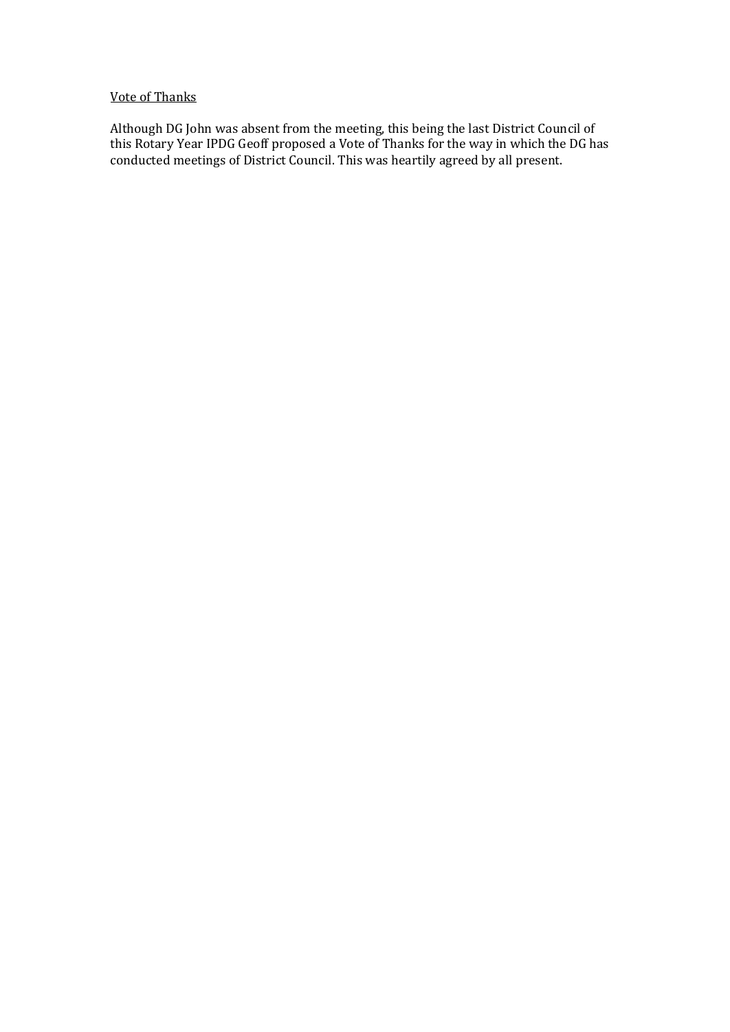Vote of Thanks

Although DG John was absent from the meeting, this being the last District Council of this Rotary Year IPDG Geoff proposed a Vote of Thanks for the way in which the DG has conducted meetings of District Council. This was heartily agreed by all present.